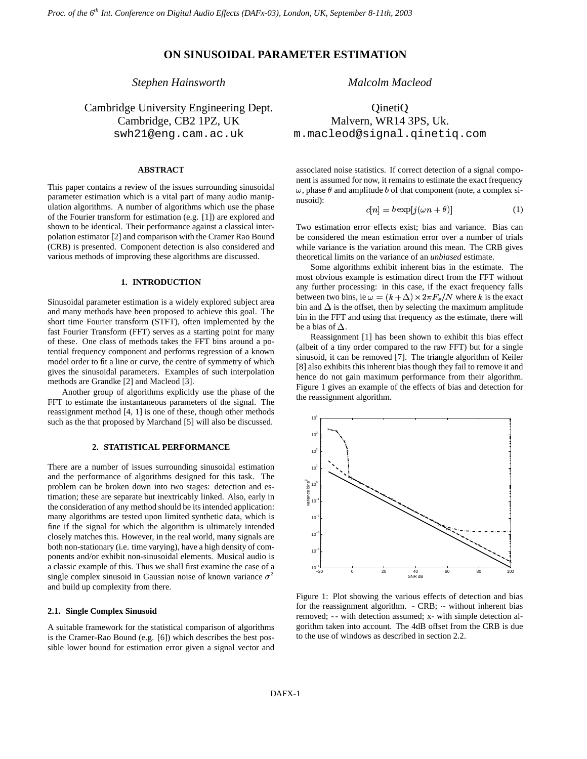# ON SINUSOIDAL PARAMETER ESTIMATION

*Stephen Hainsworth*

Cambridge University Engineering Dept.
Cambridge, CB2 1PZ, UK
swh21@eng.cam.ac.uk

*Malcolm Macleod*

QinetiQ
Malvern, WR14 3PS, Uk.
m.macleod@signal.qinetiq.com

## ABSTRACT

This paper contains a review of the issues surrounding sinusoidal parameter estimation which is a vital part of many audio manipulation algorithms. A number of algorithms which use the phase of the Fourier transform for estimation (e.g. [1]) are explored and shown to be identical. Their performance against a classical interpolation estimator [2] and comparison with the Cramer Rao Bound (CRB) is presented. Component detection is also considered and various methods of improving these algorithms are discussed.

## 1. INTRODUCTION

Sinusoidal parameter estimation is a widely explored subject area and many methods have been proposed to achieve this goal. The short time Fourier transform (STFT), often implemented by the fast Fourier Transform (FFT) serves as a starting point for many of these. One class of methods takes the FFT bins around a potential frequency component and performs regression of a known model order to fit a line or curve, the centre of symmetry of which gives the sinusoidal parameters. Examples of such interpolation methods are Grandke [2] and Macleod [3].

Another group of algorithms explicitly use the phase of the FFT to estimate the instantaneous parameters of the signal. The reassignment method [4, 1] is one of these, though other methods such as the that proposed by Marchand [5] will also be discussed.

## 2. STATISTICAL PERFORMANCE

There are a number of issues surrounding sinusoidal estimation and the performance of algorithms designed for this task. The problem can be broken down into two stages: detection and estimation; these are separate but inextricably linked. Also, early in the consideration of any method should be its intended application: many algorithms are tested upon limited synthetic data, which is fine if the signal for which the algorithm is ultimately intended closely matches this. However, in the real world, many signals are both non-stationary (i.e. time varying), have a high density of components and/or exhibit non-sinusoidal elements. Musical audio is a classic example of this. Thus we shall first examine the case of a single complex sinusoid in Gaussian noise of known variance $\sigma^2$ and build up complexity from there.

### 2.1. Single Complex Sinusoid

A suitable framework for the statistical comparison of algorithms is the Cramer-Rao Bound (e.g. [6]) which describes the best possible lower bound for estimation error given a signal vector and associated noise statistics. If correct detection of a signal component is assumed for now, it remains to estimate the exact frequency $\omega$, phase $\theta$ and amplitude $b$ of that component (note, a complex sinusoid):

$$c[n] = b \exp[j(\omega n + \theta)] \tag{1}$$

Two estimation error effects exist; bias and variance. Bias can be considered the mean estimation error over a number of trials while variance is the variation around this mean. The CRB gives theoretical limits on the variance of an *unbiased* estimate.

Some algorithms exhibit inherent bias in the estimate. The most obvious example is estimation direct from the FFT without any further processing: in this case, if the exact frequency falls between two bins, ie $\omega = (k+\Delta) \times 2\pi F_s/N$ where $k$ is the exact bin and $\Delta$ is the offset, then by selecting the maximum amplitude bin in the FFT and using that frequency as the estimate, there will be a bias of $\Delta$.

Reassignment [1] has been shown to exhibit this bias effect (albeit of a tiny order compared to the raw FFT) but for a single sinusoid, it can be removed [7]. The triangle algorithm of Keiler [8] also exhibits this inherent bias though they fail to remove it and hence do not gain maximum performance from their algorithm. Figure 1 gives an example of the effects of bias and detection for the reassignment algorithm.

Figure 1: Plot showing the various effects of detection and bias for the reassignment algorithm. - CRB; -- without inherent bias removed; - - with detection assumed; x- with simple detection algorithm taken into account. The 4dB offset from the CRB is due to the use of windows as described in section 2.2.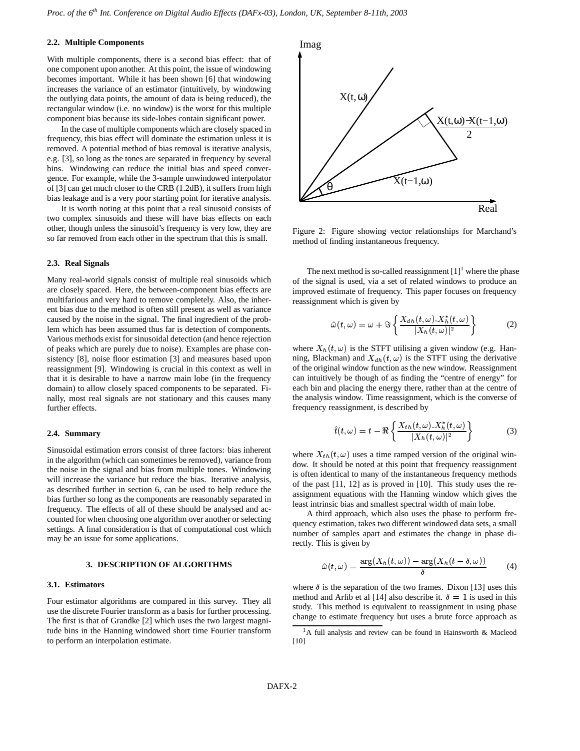### 2.2. Multiple Components

With multiple components, there is a second bias effect: that of one component upon another. At this point, the issue of windowing becomes important. While it has been shown [6] that windowing increases the variance of an estimator (intuitively, by windowing the outlying data points, the amount of data is being reduced), the rectangular window (i.e. no window) is the worst for this multiple component bias because its side-lobes contain significant power.

In the case of multiple components which are closely spaced in frequency, this bias effect will dominate the estimation unless it is removed. A potential method of bias removal is iterative analysis, e.g. [3], so long as the tones are separated in frequency by several bins. Windowing can reduce the initial bias and speed convergence. For example, while the 3-sample unwindowed interpolator of [3] can get much closer to the CRB (1.2dB), it suffers from high bias leakage and is a very poor starting point for iterative analysis.

It is worth noting at this point that a real sinusoid consists of two complex sinusoids and these will have bias effects on each other, though unless the sinusoid's frequency is very low, they are so far removed from each other in the spectrum that this is small.

### 2.3. Real Signals

Many real-world signals consist of multiple real sinusoids which are closely spaced. Here, the between-component bias effects are multifarious and very hard to remove completely. Also, the inherent bias due to the method is often still present as well as variance caused by the noise in the signal. The final ingredient of the problem which has been assumed thus far is detection of components. Various methods exist for sinusoidal detection (and hence rejection of peaks which are purely due to noise). Examples are phase consistency [8], noise floor estimation [3] and measures based upon reassignment [9]. Windowing is crucial in this context as well in that it is desirable to have a narrow main lobe (in the frequency domain) to allow closely spaced components to be separated. Finally, most real signals are not stationary and this causes many further effects.

### 2.4. Summary

Sinusoidal estimation errors consist of three factors: bias inherent in the algorithm (which can sometimes be removed), variance from the noise in the signal and bias from multiple tones. Windowing will increase the variance but reduce the bias. Iterative analysis, as described further in section 6, can be used to help reduce the bias further so long as the components are reasonably separated in frequency. The effects of all of these should be analysed and accounted for when choosing one algorithm over another or selecting settings. A final consideration is that of computational cost which may be an issue for some applications.

## 3. DESCRIPTION OF ALGORITHMS

### 3.1. Estimators

Four estimator algorithms are compared in this survey. They all use the discrete Fourier transform as a basis for further processing. The first is that of Grandke [2] which uses the two largest magnitude bins in the Hanning windowed short time Fourier transform to perform an interpolation estimate.

Figure 2: Figure showing vector relationships for Marchand's method of finding instantaneous frequency.

The next method is so-called reassignment [1][1] where the phase of the signal is used, via a set of related windows to produce an improved estimate of frequency. This paper focuses on frequency reassignment which is given by

$$\hat{\omega}(t,\omega) = \omega + \Im\left\{\frac{X_{dh}(t,\omega).X_h^*(t,\omega)}{|X_h(t,\omega)|^2}\right\} \tag{2}$$

where $X_h(t,\omega)$ is the STFT utilising a given window (e.g. Hanning, Blackman) and $X_{dh}(t,\omega)$ is the STFT using the derivative of the original window function as the new window. Reassignment can intuitively be though of as finding the "centre of energy" for each bin and placing the energy there, rather than at the centre of the analysis window. Time reassignment, which is the converse of frequency reassignment, is described by

$$\hat{t}(t,\omega) = t - \Re\left\{\frac{X_{th}(t,\omega).X_h^*(t,\omega)}{|X_h(t,\omega)|^2}\right\} \tag{3}$$

where $X_{th}(t,\omega)$ uses a time ramped version of the original window. It should be noted at this point that frequency reassignment is often identical to many of the instantaneous frequency methods of the past [11, 12] as is proved in [10]. This study uses the reassignment equations with the Hanning window which gives the least intrinsic bias and smallest spectral width of main lobe.

A third approach, which also uses the phase to perform frequency estimation, takes two different windowed data sets, a small number of samples apart and estimates the change in phase directly. This is given by

$$\hat{\omega}(t,\omega) = \frac{\arg(X_h(t,\omega)) - \arg(X_h(t-\delta,\omega))}{\delta} \tag{4}$$

where $\delta$ is the separation of the two frames. Dixon [13] uses this method and Arfib et al [14] also describe it. $\delta = 1$ is used in this study. This method is equivalent to reassignment in using phase change to estimate frequency but uses a brute force approach as

[1] A full analysis and review can be found in Hainsworth & Macleod [10]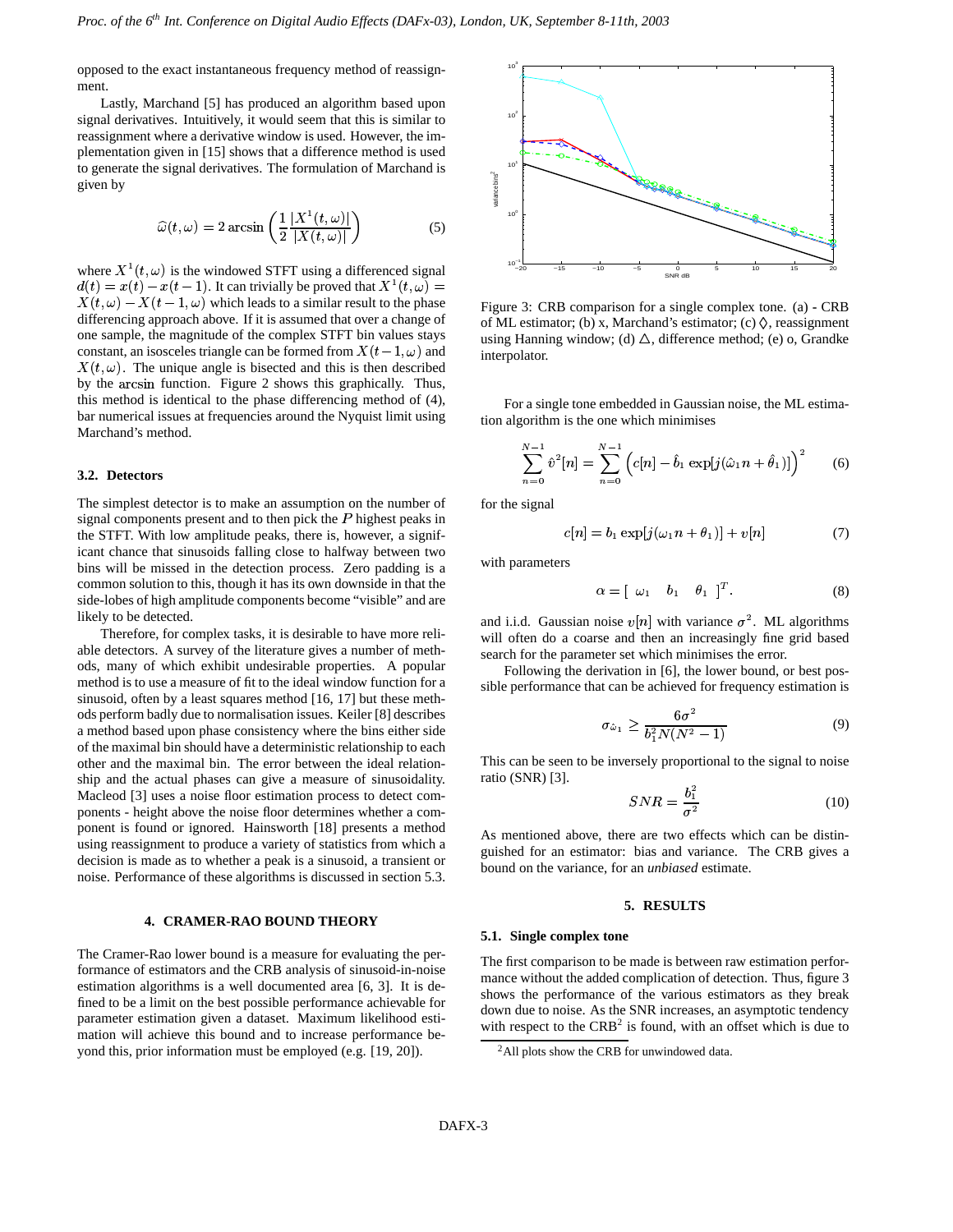opposed to the exact instantaneous frequency method of reassignment.

Lastly, Marchand [5] has produced an algorithm based upon signal derivatives. Intuitively, it would seem that this is similar to reassignment where a derivative window is used. However, the implementation given in [15] shows that a difference method is used to generate the signal derivatives. The formulation of Marchand is given by

$$\widehat{\omega}(t,\omega) = 2 \arcsin\left(\frac{1}{2}\frac{|X^1(t,\omega)|}{|X(t,\omega)|}\right) \tag{5}$$

where $X^1(t,\omega)$ is the windowed STFT using a differenced signal $d(t) = x(t) - x(t-1)$. It can trivially be proved that $X^1(t,\omega) = X(t,\omega) - X(t-1,\omega)$ which leads to a similar result to the phase differencing approach above. If it is assumed that over a change of one sample, the magnitude of the complex STFT bin values stays constant, an isosceles triangle can be formed from $X(t-1,\omega)$ and $X(t,\omega)$. The unique angle is bisected and this is then described by the arcsin function. Figure 2 shows this graphically. Thus, this method is identical to the phase differencing method of (4), bar numerical issues at frequencies around the Nyquist limit using Marchand's method.

### 3.2. Detectors

The simplest detector is to make an assumption on the number of signal components present and to then pick the $P$ highest peaks in the STFT. With low amplitude peaks, there is, however, a significant chance that sinusoids falling close to halfway between two bins will be missed in the detection process. Zero padding is a common solution to this, though it has its own downside in that the side-lobes of high amplitude components become "visible" and are likely to be detected.

Therefore, for complex tasks, it is desirable to have more reliable detectors. A survey of the literature gives a number of methods, many of which exhibit undesirable properties. A popular method is to use a measure of fit to the ideal window function for a sinusoid, often by a least squares method [16, 17] but these methods perform badly due to normalisation issues. Keiler [8] describes a method based upon phase consistency where the bins either side of the maximal bin should have a deterministic relationship to each other and the maximal bin. The error between the ideal relationship and the actual phases can give a measure of sinusoidality. Macleod [3] uses a noise floor estimation process to detect components - height above the noise floor determines whether a component is found or ignored. Hainsworth [18] presents a method using reassignment to produce a variety of statistics from which a decision is made as to whether a peak is a sinusoid, a transient or noise. Performance of these algorithms is discussed in section 5.3.

## 4. CRAMER-RAO BOUND THEORY

The Cramer-Rao lower bound is a measure for evaluating the performance of estimators and the CRB analysis of sinusoid-in-noise estimation algorithms is a well documented area [6, 3]. It is defined to be a limit on the best possible performance achievable for parameter estimation given a dataset. Maximum likelihood estimation will achieve this bound and to increase performance beyond this, prior information must be employed (e.g. [19, 20]).

Figure 3: CRB comparison for a single complex tone. (a) - CRB of ML estimator; (b) x, Marchand's estimator; (c) ◊, reassignment using Hanning window; (d) △, difference method; (e) o, Grandke interpolator.

For a single tone embedded in Gaussian noise, the ML estimation algorithm is the one which minimises

$$\sum_{n=0}^{N-1} \hat{v}^2[n] = \sum_{n=0}^{N-1}\left(c[n] - \hat{b}_1 \exp[j(\hat{\omega}_1 n + \hat{\theta}_1)]\right)^2 \tag{6}$$

for the signal

$$c[n] = b_1 \exp[j(\omega_1 n + \theta_1)] + v[n] \tag{7}$$

with parameters

$$\alpha = [\ \omega_1 \quad b_1 \quad \theta_1\ ]^T. \tag{8}$$

and i.i.d. Gaussian noise $v[n]$ with variance $\sigma^2$. ML algorithms will often do a coarse and then an increasingly fine grid based search for the parameter set which minimises the error.

Following the derivation in [6], the lower bound, or best possible performance that can be achieved for frequency estimation is

$$\sigma_{\hat{\omega}_1} \geq \frac{6\sigma^2}{b_1^2 N(N^2-1)} \tag{9}$$

This can be seen to be inversely proportional to the signal to noise ratio (SNR) [3].

$$SNR = \frac{b_1^2}{\sigma^2} \tag{10}$$

As mentioned above, there are two effects which can be distinguished for an estimator: bias and variance. The CRB gives a bound on the variance, for an *unbiased* estimate.

## 5. RESULTS

### 5.1. Single complex tone

The first comparison to be made is between raw estimation performance without the added complication of detection. Thus, figure 3 shows the performance of the various estimators as they break down due to noise. As the SNR increases, an asymptotic tendency with respect to the CRB[2] is found, with an offset which is due to

[2] All plots show the CRB for unwindowed data.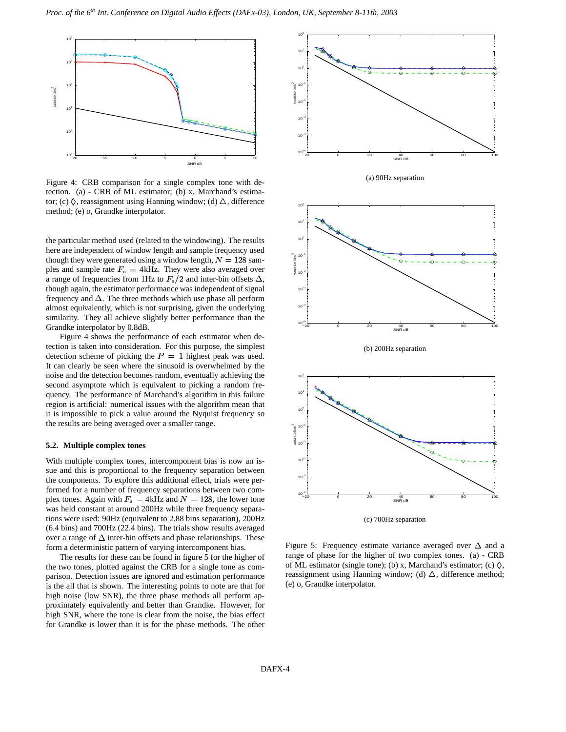Figure 4: CRB comparison for a single complex tone with detection. (a) - CRB of ML estimator; (b) x, Marchand's estimator; (c) ◊, reassignment using Hanning window; (d) △, difference method; (e) o, Grandke interpolator.

the particular method used (related to the windowing). The results here are independent of window length and sample frequency used though they were generated using a window length, $N = 128$ samples and sample rate $F_s = 4$kHz. They were also averaged over a range of frequencies from 1Hz to $F_s/2$ and inter-bin offsets $\Delta$, though again, the estimator performance was independent of signal frequency and $\Delta$. The three methods which use phase all perform almost equivalently, which is not surprising, given the underlying similarity. They all achieve slightly better performance than the Grandke interpolator by 0.8dB.

Figure 4 shows the performance of each estimator when detection is taken into consideration. For this purpose, the simplest detection scheme of picking the $P = 1$ highest peak was used. It can clearly be seen where the sinusoid is overwhelmed by the noise and the detection becomes random, eventually achieving the second asymptote which is equivalent to picking a random frequency. The performance of Marchand's algorithm in this failure region is artificial: numerical issues with the algorithm mean that it is impossible to pick a value around the Nyquist frequency so the results are being averaged over a smaller range.

### 5.2. Multiple complex tones

With multiple complex tones, intercomponent bias is now an issue and this is proportional to the frequency separation between the components. To explore this additional effect, trials were performed for a number of frequency separations between two complex tones. Again with $F_s = 4$kHz and $N = 128$, the lower tone was held constant at around 200Hz while three frequency separations were used: 90Hz (equivalent to 2.88 bins separation), 200Hz (6.4 bins) and 700Hz (22.4 bins). The trials show results averaged over a range of $\Delta$ inter-bin offsets and phase relationships. These form a deterministic pattern of varying intercomponent bias.

The results for these can be found in figure 5 for the higher of the two tones, plotted against the CRB for a single tone as comparison. Detection issues are ignored and estimation performance is the all that is shown. The interesting points to note are that for high noise (low SNR), the three phase methods all perform approximately equivalently and better than Grandke. However, for high SNR, where the tone is clear from the noise, the bias effect for Grandke is lower than it is for the phase methods. The other

(a) 90Hz separation

(b) 200Hz separation

(c) 700Hz separation

Figure 5: Frequency estimate variance averaged over $\Delta$ and a range of phase for the higher of two complex tones. (a) - CRB of ML estimator (single tone); (b) x, Marchand's estimator; (c) ◊, reassignment using Hanning window; (d) △, difference method; (e) o, Grandke interpolator.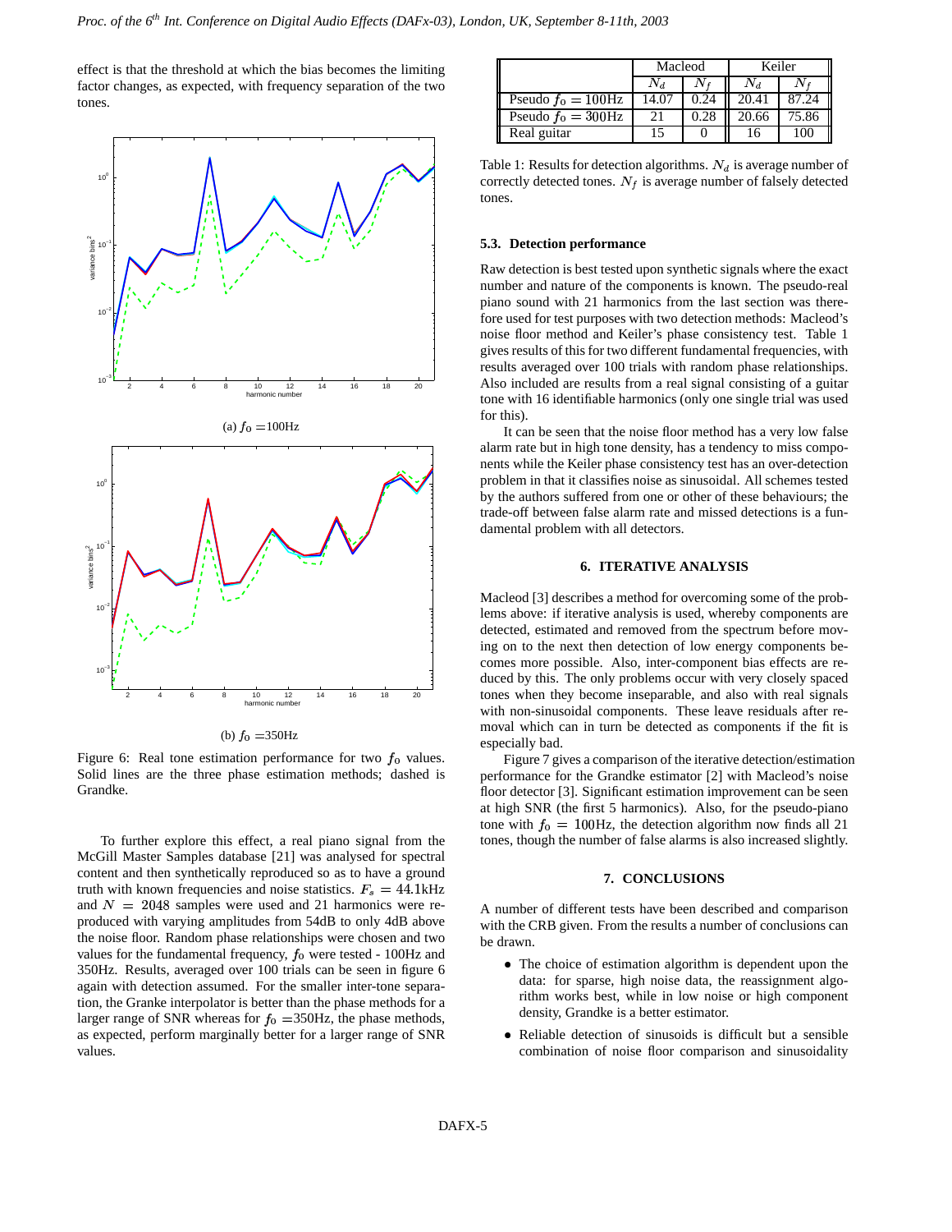effect is that the threshold at which the bias becomes the limiting factor changes, as expected, with frequency separation of the two tones.

(a) $f_0$ =100Hz

(b) $f_0$ =350Hz

Figure 6: Real tone estimation performance for two $f_0$ values. Solid lines are the three phase estimation methods; dashed is Grandke.

To further explore this effect, a real piano signal from the McGill Master Samples database [21] was analysed for spectral content and then synthetically reproduced so as to have a ground truth with known frequencies and noise statistics. $F_s = 44.1$kHz and $N = 2048$ samples were used and 21 harmonics were reproduced with varying amplitudes from 54dB to only 4dB above the noise floor. Random phase relationships were chosen and two values for the fundamental frequency, $f_0$ were tested - 100Hz and 350Hz. Results, averaged over 100 trials can be seen in figure 6 again with detection assumed. For the smaller inter-tone separation, the Granke interpolator is better than the phase methods for a larger range of SNR whereas for $f_0$ =350Hz, the phase methods, as expected, perform marginally better for a larger range of SNR values.

| | Macleod | | Keiler | |
|---|---|---|---|---|
| | $N_d$ | $N_f$ | $N_d$ | $N_f$ |
| Pseudo $f_0 = 100$Hz | 14.07 | 0.24 | 20.41 | 87.24 |
| Pseudo $f_0 = 300$Hz | 21 | 0.28 | 20.66 | 75.86 |
| Real guitar | 15 | 0 | 16 | 100 |

Table 1: Results for detection algorithms. $N_d$ is average number of correctly detected tones. $N_f$ is average number of falsely detected tones.

### 5.3. Detection performance

Raw detection is best tested upon synthetic signals where the exact number and nature of the components is known. The pseudo-real piano sound with 21 harmonics from the last section was therefore used for test purposes with two detection methods: Macleod's noise floor method and Keiler's phase consistency test. Table 1 gives results of this for two different fundamental frequencies, with results averaged over 100 trials with random phase relationships. Also included are results from a real signal consisting of a guitar tone with 16 identifiable harmonics (only one single trial was used for this).

It can be seen that the noise floor method has a very low false alarm rate but in high tone density, has a tendency to miss components while the Keiler phase consistency test has an over-detection problem in that it classifies noise as sinusoidal. All schemes tested by the authors suffered from one or other of these behaviours; the trade-off between false alarm rate and missed detections is a fundamental problem with all detectors.

## 6. ITERATIVE ANALYSIS

Macleod [3] describes a method for overcoming some of the problems above: if iterative analysis is used, whereby components are detected, estimated and removed from the spectrum before moving on to the next then detection of low energy components becomes more possible. Also, inter-component bias effects are reduced by this. The only problems occur with very closely spaced tones when they become inseparable, and also with real signals with non-sinusoidal components. These leave residuals after removal which can in turn be detected as components if the fit is especially bad.

Figure 7 gives a comparison of the iterative detection/estimation performance for the Grandke estimator [2] with Macleod's noise floor detector [3]. Significant estimation improvement can be seen at high SNR (the first 5 harmonics). Also, for the pseudo-piano tone with $f_0 = 100$Hz, the detection algorithm now finds all 21 tones, though the number of false alarms is also increased slightly.

## 7. CONCLUSIONS

A number of different tests have been described and comparison with the CRB given. From the results a number of conclusions can be drawn.

- The choice of estimation algorithm is dependent upon the data: for sparse, high noise data, the reassignment algorithm works best, while in low noise or high component density, Grandke is a better estimator.
- Reliable detection of sinusoids is difficult but a sensible combination of noise floor comparison and sinusoidality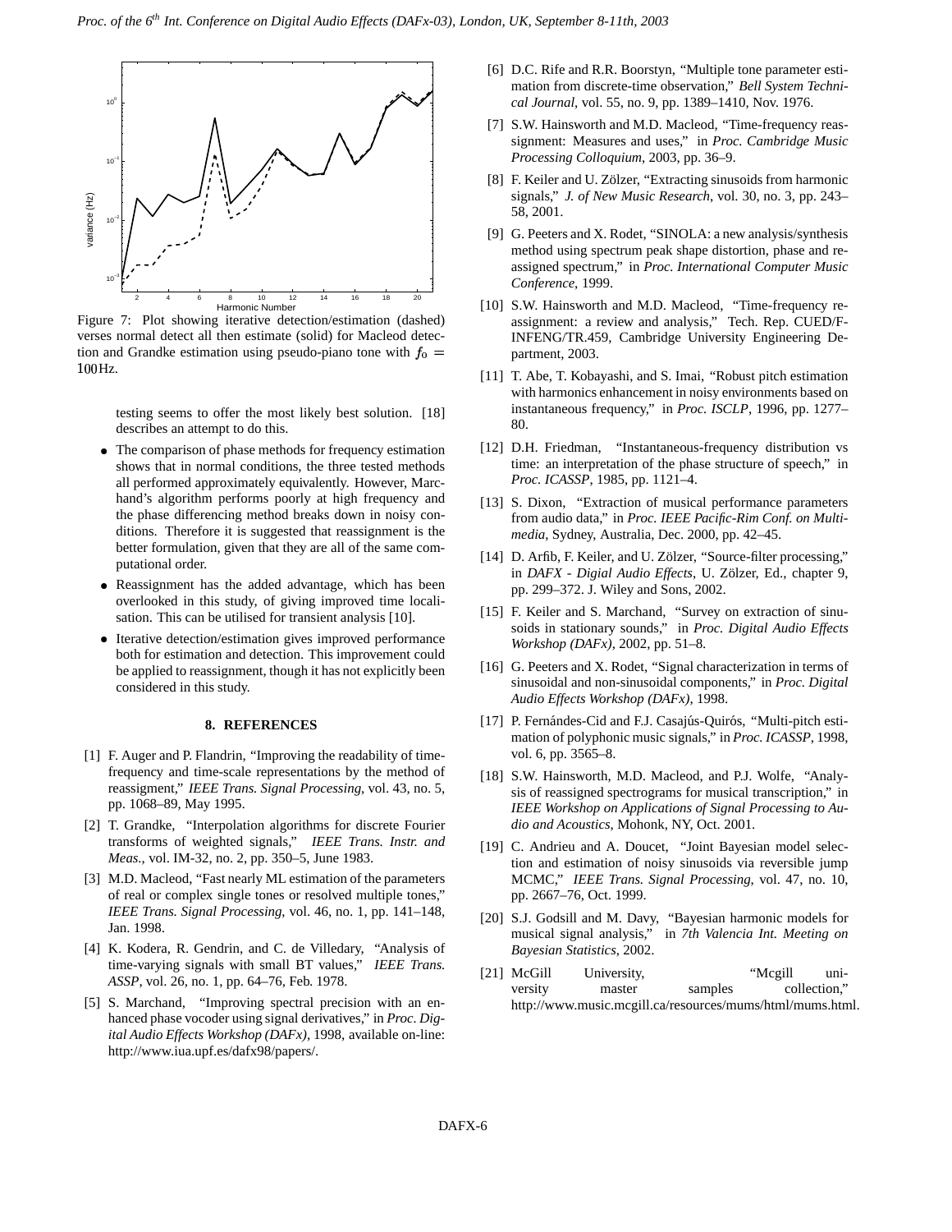variance (Hz)

$10^{0}$

$10^{-1}$

$10^{-2}$

$10^{-3}$

2 4 6 8 10 12 14 16 18 20

Harmonic Number

Figure 7: Plot showing iterative detection/estimation (dashed) verses normal detect all then estimate (solid) for Macleod detection and Grandke estimation using pseudo-piano tone with $f_0 = 100$Hz.

testing seems to offer the most likely best solution. [18] describes an attempt to do this.

- The comparison of phase methods for frequency estimation shows that in normal conditions, the three tested methods all performed approximately equivalently. However, Marchand's algorithm performs poorly at high frequency and the phase differencing method breaks down in noisy conditions. Therefore it is suggested that reassignment is the better formulation, given that they are all of the same computational order.
- Reassignment has the added advantage, which has been overlooked in this study, of giving improved time localisation. This can be utilised for transient analysis [10].
- Iterative detection/estimation gives improved performance both for estimation and detection. This improvement could be applied to reassignment, though it has not explicitly been considered in this study.

## 8. REFERENCES

[1] F. Auger and P. Flandrin, "Improving the readability of time-frequency and time-scale representations by the method of reassigment," *IEEE Trans. Signal Processing*, vol. 43, no. 5, pp. 1068–89, May 1995.

[2] T. Grandke, "Interpolation algorithms for discrete Fourier transforms of weighted signals," *IEEE Trans. Instr. and Meas.*, vol. IM-32, no. 2, pp. 350–5, June 1983.

[3] M.D. Macleod, "Fast nearly ML estimation of the parameters of real or complex single tones or resolved multiple tones," *IEEE Trans. Signal Processing*, vol. 46, no. 1, pp. 141–148, Jan. 1998.

[4] K. Kodera, R. Gendrin, and C. de Villedary, "Analysis of time-varying signals with small BT values," *IEEE Trans. ASSP*, vol. 26, no. 1, pp. 64–76, Feb. 1978.

[5] S. Marchand, "Improving spectral precision with an enhanced phase vocoder using signal derivatives," in *Proc. Digital Audio Effects Workshop (DAFx)*, 1998, available on-line: http://www.iua.upf.es/dafx98/papers/.

[6] D.C. Rife and R.R. Boorstyn, "Multiple tone parameter estimation from discrete-time observation," *Bell System Technical Journal*, vol. 55, no. 9, pp. 1389–1410, Nov. 1976.

[7] S.W. Hainsworth and M.D. Macleod, "Time-frequency reassignment: Measures and uses," in *Proc. Cambridge Music Processing Colloquium*, 2003, pp. 36–9.

[8] F. Keiler and U. Zölzer, "Extracting sinusoids from harmonic signals," *J. of New Music Research*, vol. 30, no. 3, pp. 243–58, 2001.

[9] G. Peeters and X. Rodet, "SINOLA: a new analysis/synthesis method using spectrum peak shape distortion, phase and reassigned spectrum," in *Proc. International Computer Music Conference*, 1999.

[10] S.W. Hainsworth and M.D. Macleod, "Time-frequency reassignment: a review and analysis," Tech. Rep. CUED/F-INFENG/TR.459, Cambridge University Engineering Department, 2003.

[11] T. Abe, T. Kobayashi, and S. Imai, "Robust pitch estimation with harmonics enhancement in noisy environments based on instantaneous frequency," in *Proc. ISCLP*, 1996, pp. 1277–80.

[12] D.H. Friedman, "Instantaneous-frequency distribution vs time: an interpretation of the phase structure of speech," in *Proc. ICASSP*, 1985, pp. 1121–4.

[13] S. Dixon, "Extraction of musical performance parameters from audio data," in *Proc. IEEE Pacific-Rim Conf. on Multimedia*, Sydney, Australia, Dec. 2000, pp. 42–45.

[14] D. Arfib, F. Keiler, and U. Zölzer, "Source-filter processing," in *DAFX - Digial Audio Effects*, U. Zölzer, Ed., chapter 9, pp. 299–372. J. Wiley and Sons, 2002.

[15] F. Keiler and S. Marchand, "Survey on extraction of sinusoids in stationary sounds," in *Proc. Digital Audio Effects Workshop (DAFx)*, 2002, pp. 51–8.

[16] G. Peeters and X. Rodet, "Signal characterization in terms of sinusoidal and non-sinusoidal components," in *Proc. Digital Audio Effects Workshop (DAFx)*, 1998.

[17] P. Fernándes-Cid and F.J. Casajús-Quirós, "Multi-pitch estimation of polyphonic music signals," in *Proc. ICASSP*, 1998, vol. 6, pp. 3565–8.

[18] S.W. Hainsworth, M.D. Macleod, and P.J. Wolfe, "Analysis of reassigned spectrograms for musical transcription," in *IEEE Workshop on Applications of Signal Processing to Audio and Acoustics*, Mohonk, NY, Oct. 2001.

[19] C. Andrieu and A. Doucet, "Joint Bayesian model selection and estimation of noisy sinusoids via reversible jump MCMC," *IEEE Trans. Signal Processing*, vol. 47, no. 10, pp. 2667–76, Oct. 1999.

[20] S.J. Godsill and M. Davy, "Bayesian harmonic models for musical signal analysis," in *7th Valencia Int. Meeting on Bayesian Statistics*, 2002.

[21] McGill University, "Mcgill university master samples collection," http://www.music.mcgill.ca/resources/mums/html/mums.html.